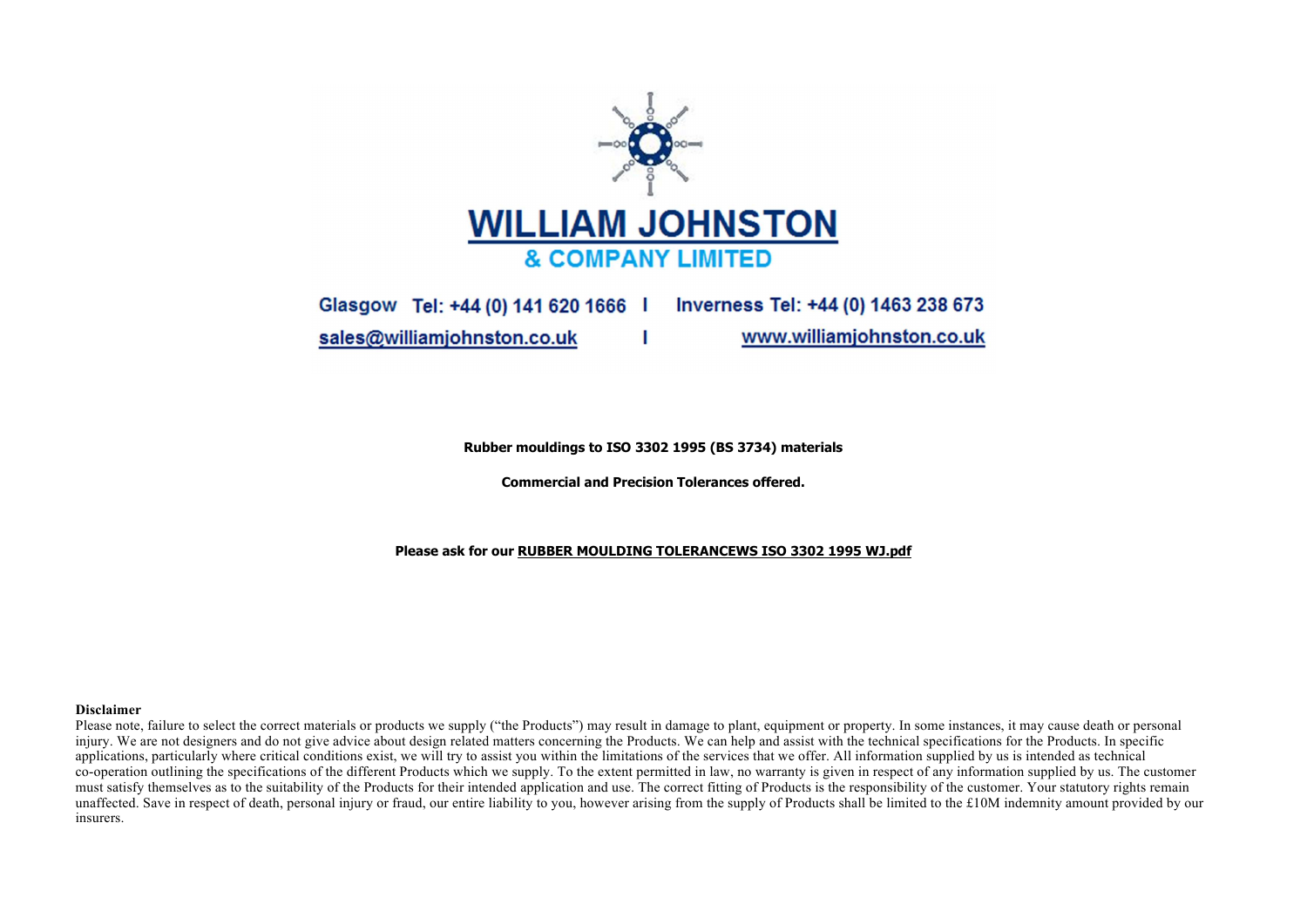# WILLIAM JOHNSTON

## & COMPANY LIMITED

Glasgow Tel: +44 (0) 141 620 1666 | Inverness Tel: +44 (0) 1463 238 673

sales@williamjohnston.co.uk | www.williamjohnston.co.uk

**Rubber mouldings to ISO 3302 1995 (BS 3734) materials**

**Commercial and Precision Tolerances offered.**

**Please ask for our RUBBER MOULDING TOLERANCEWS ISO 3302 1995 WJ.pdf**

**Disclaimer**

Please note, failure to select the correct materials or products we supply ("the Products") may result in damage to plant, equipment or property. In some instances, it may cause death or personal injury. We are not designers and do not give advice about design related matters concerning the Products. We can help and assist with the technical specifications for the Products. In specific applications, particularly where critical conditions exist, we will try to assist you within the limitations of the services that we offer. All information supplied by us is intended as technical co-operation outlining the specifications of the different Products which we supply. To the extent permitted in law, no warranty is given in respect of any information supplied by us. The customer must satisfy themselves as to the suitability of the Products for their intended application and use. The correct fitting of Products is the responsibility of the customer. Your statutory rights remain unaffected. Save in respect of death, personal injury or fraud, our entire liability to you, however arising from the supply of Products shall be limited to the £10M indemnity amount provided by our insurers.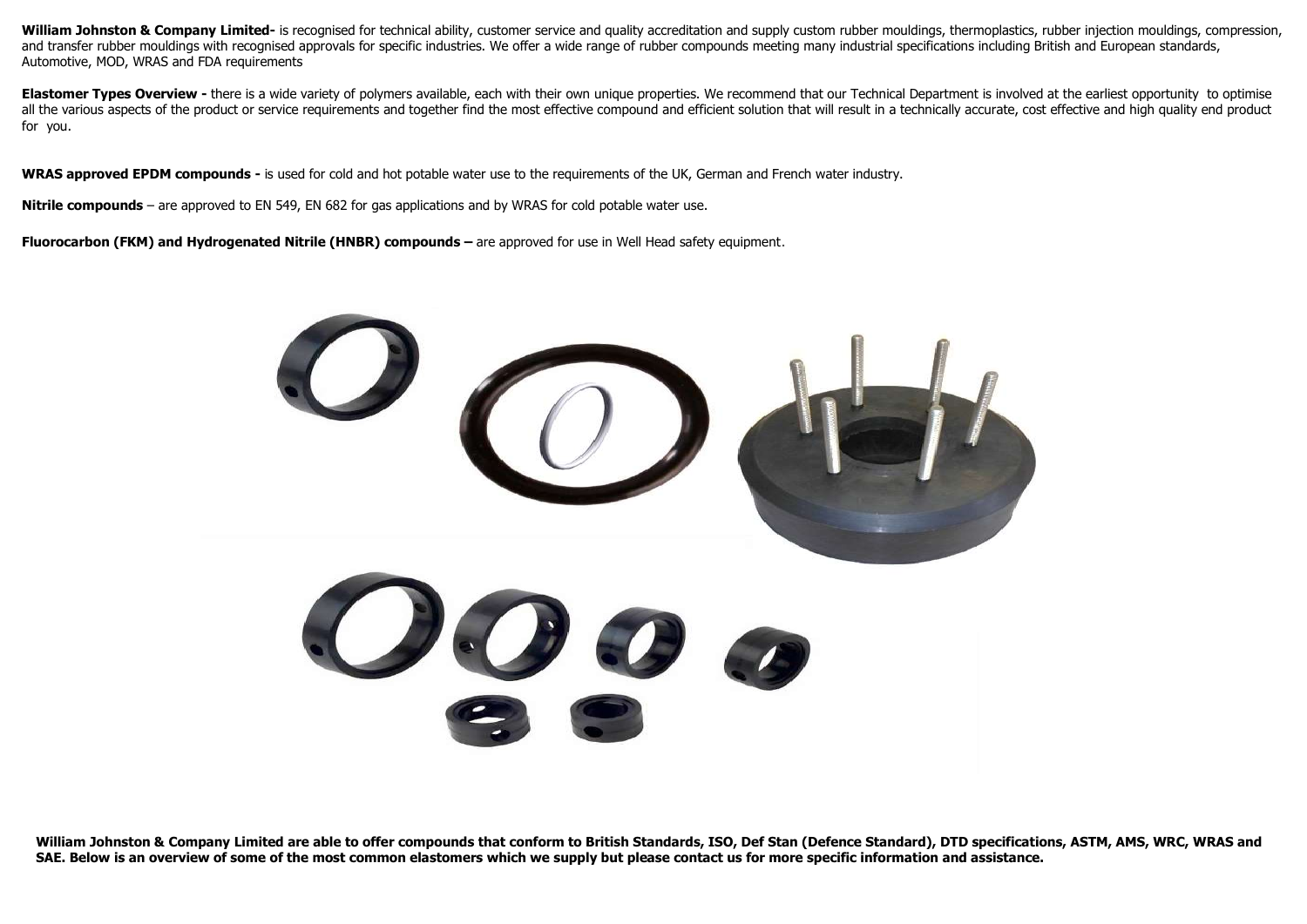**William Johnston & Company Limited-** is recognised for technical ability, customer service and quality accreditation and supply custom rubber mouldings, thermoplastics, rubber injection mouldings, compression, and transfer rubber mouldings with recognised approvals for specific industries. We offer a wide range of rubber compounds meeting many industrial specifications including British and European standards, Automotive, MOD, WRAS and FDA requirements

**Elastomer Types Overview -** there is a wide variety of polymers available, each with their own unique properties. We recommend that our Technical Department is involved at the earliest opportunity to optimise all the various aspects of the product or service requirements and together find the most effective compound and efficient solution that will result in a technically accurate, cost effective and high quality end product for you.

**WRAS approved EPDM compounds -** is used for cold and hot potable water use to the requirements of the UK, German and French water industry.

**Nitrile compounds** – are approved to EN 549, EN 682 for gas applications and by WRAS for cold potable water use.

**Fluorocarbon (FKM) and Hydrogenated Nitrile (HNBR) compounds –** are approved for use in Well Head safety equipment.

**William Johnston & Company Limited are able to offer compounds that conform to British Standards, ISO, Def Stan (Defence Standard), DTD specifications, ASTM, AMS, WRC, WRAS and SAE. Below is an overview of some of the most common elastomers which we supply but please contact us for more specific information and assistance.**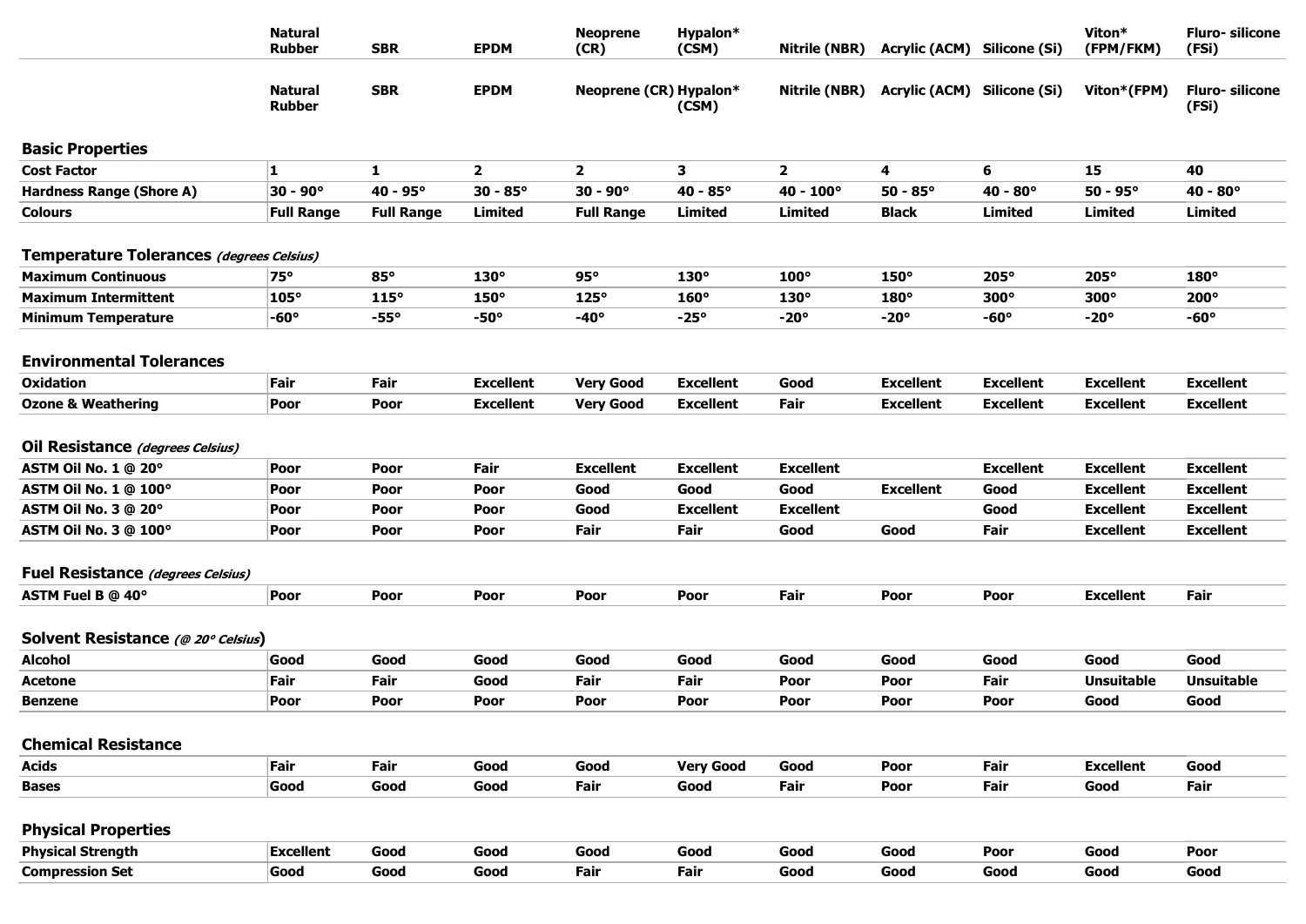| | Natural Rubber | SBR | EPDM | Neoprene (CR) | Hypalon* (CSM) | Nitrile (NBR) | Acrylic (ACM) | Silicone (Si) | Viton* (FPM/FKM) | Fluro- silicone (FSi) |
|---|---|---|---|---|---|---|---|---|---|---|
| | **Natural Rubber** | **SBR** | **EPDM** | **Neoprene (CR)** | **Hypalon* (CSM)** | **Nitrile (NBR)** | **Acrylic (ACM)** | **Silicone (Si)** | **Viton*(FPM)** | **Fluro- silicone (FSi)** |
| **Basic Properties** | | | | | | | | | | |
| **Cost Factor** | 1 | 1 | 2 | 2 | 3 | 2 | 4 | 6 | 15 | 40 |
| **Hardness Range (Shore A)** | 30 - 90° | 40 - 95° | 30 - 85° | 30 - 90° | 40 - 85° | 40 - 100° | 50 - 85° | 40 - 80° | 50 - 95° | 40 - 80° |
| **Colours** | Full Range | Full Range | Limited | Full Range | Limited | Limited | Black | Limited | Limited | Limited |
| **Temperature Tolerances** *(degrees Celsius)* | | | | | | | | | | |
| **Maximum Continuous** | 75° | 85° | 130° | 95° | 130° | 100° | 150° | 205° | 205° | 180° |
| **Maximum Intermittent** | 105° | 115° | 150° | 125° | 160° | 130° | 180° | 300° | 300° | 200° |
| **Minimum Temperature** | -60° | -55° | -50° | -40° | -25° | -20° | -20° | -60° | -20° | -60° |
| **Environmental Tolerances** | | | | | | | | | | |
| **Oxidation** | Fair | Fair | Excellent | Very Good | Excellent | Good | Excellent | Excellent | Excellent | Excellent |
| **Ozone & Weathering** | Poor | Poor | Excellent | Very Good | Excellent | Fair | Excellent | Excellent | Excellent | Excellent |
| **Oil Resistance** *(degrees Celsius)* | | | | | | | | | | |
| **ASTM Oil No. 1 @ 20°** | Poor | Poor | Fair | Excellent | Excellent | Excellent | | Excellent | Excellent | Excellent |
| **ASTM Oil No. 1 @ 100°** | Poor | Poor | Poor | Good | Good | Good | Excellent | Good | Excellent | Excellent |
| **ASTM Oil No. 3 @ 20°** | Poor | Poor | Poor | Good | Excellent | Excellent | | Good | Excellent | Excellent |
| **ASTM Oil No. 3 @ 100°** | Poor | Poor | Poor | Fair | Fair | Good | Good | Fair | Excellent | Excellent |
| **Fuel Resistance** *(degrees Celsius)* | | | | | | | | | | |
| **ASTM Fuel B @ 40°** | Poor | Poor | Poor | Poor | Poor | Fair | Poor | Poor | Excellent | Fair |
| **Solvent Resistance** *(@ 20° Celsius)* | | | | | | | | | | |
| **Alcohol** | Good | Good | Good | Good | Good | Good | Good | Good | Good | Good |
| **Acetone** | Fair | Fair | Good | Fair | Fair | Poor | Poor | Fair | Unsuitable | Unsuitable |
| **Benzene** | Poor | Poor | Poor | Poor | Poor | Poor | Poor | Poor | Good | Good |
| **Chemical Resistance** | | | | | | | | | | |
| **Acids** | Fair | Fair | Good | Good | Very Good | Good | Poor | Fair | Excellent | Good |
| **Bases** | Good | Good | Good | Fair | Good | Fair | Poor | Fair | Good | Fair |
| **Physical Properties** | | | | | | | | | | |
| **Physical Strength** | Excellent | Good | Good | Good | Good | Good | Good | Poor | Good | Poor |
| **Compression Set** | Good | Good | Good | Fair | Fair | Good | Good | Good | Good | Good |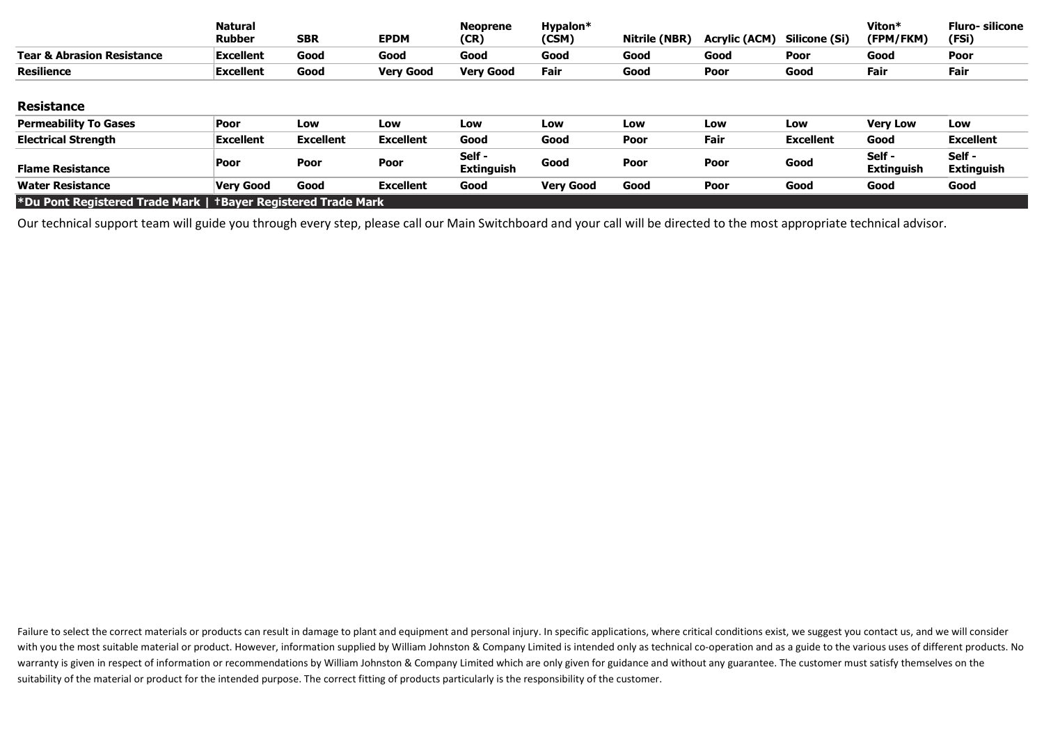| | Natural Rubber | SBR | EPDM | Neoprene (CR) | Hypalon* (CSM) | Nitrile (NBR) | Acrylic (ACM) | Silicone (Si) | Viton* (FPM/FKM) | Fluro- silicone (FSi) |
|---|---|---|---|---|---|---|---|---|---|---|
| **Tear & Abrasion Resistance** | Excellent | Good | Good | Good | Good | Good | Good | Poor | Good | Poor |
| **Resilience** | Excellent | Good | Very Good | Very Good | Fair | Good | Poor | Good | Fair | Fair |
| **Resistance** | | | | | | | | | | |
| **Permeability To Gases** | Poor | Low | Low | Low | Low | Low | Low | Low | Very Low | Low |
| **Electrical Strength** | Excellent | Excellent | Excellent | Good | Good | Poor | Fair | Excellent | Good | Excellent |
| **Flame Resistance** | Poor | Poor | Poor | Self - Extinguish | Good | Poor | Poor | Good | Self - Extinguish | Self - Extinguish |
| **Water Resistance** | Very Good | Good | Excellent | Good | Very Good | Good | Poor | Good | Good | Good |

***Du Pont Registered Trade Mark | †Bayer Registered Trade Mark**

Our technical support team will guide you through every step, please call our Main Switchboard and your call will be directed to the most appropriate technical advisor.

Failure to select the correct materials or products can result in damage to plant and equipment and personal injury. In specific applications, where critical conditions exist, we suggest you contact us, and we will consider with you the most suitable material or product. However, information supplied by William Johnston & Company Limited is intended only as technical co-operation and as a guide to the various uses of different products. No warranty is given in respect of information or recommendations by William Johnston & Company Limited which are only given for guidance and without any guarantee. The customer must satisfy themselves on the suitability of the material or product for the intended purpose. The correct fitting of products particularly is the responsibility of the customer.